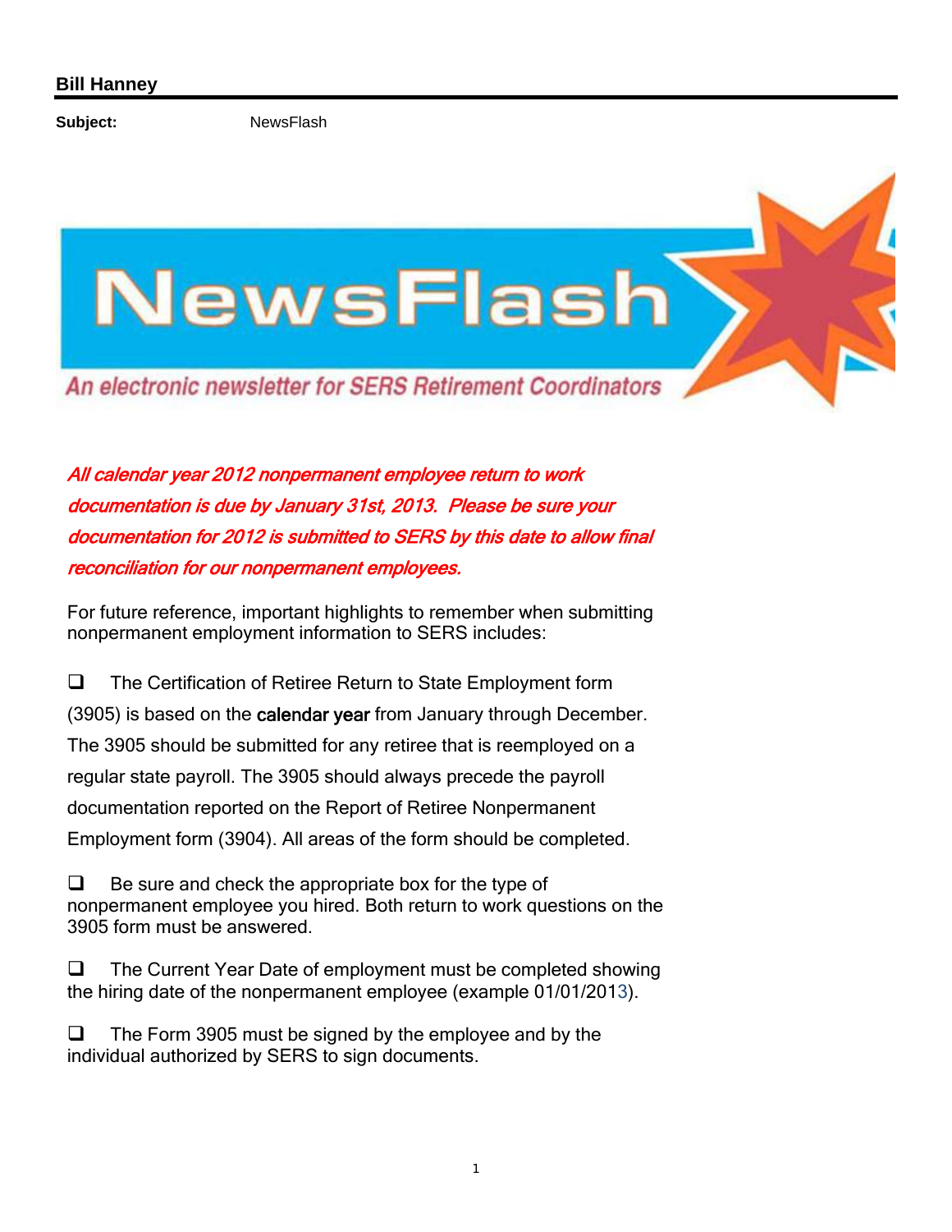**Bill Hanney**

**Subject:** NewsFlash

# NewsFlash

*An electronic newsletter for SERS Retirement Coordinators*

***All calendar year 2012 nonpermanent employee return to work documentation is due by January 31st, 2013. Please be sure your documentation for 2012 is submitted to SERS by this date to allow final reconciliation for our nonpermanent employees.***

For future reference, important highlights to remember when submitting nonpermanent employment information to SERS includes:

- ❑ The Certification of Retiree Return to State Employment form (3905) is based on the **calendar year** from January through December. The 3905 should be submitted for any retiree that is reemployed on a regular state payroll. The 3905 should always precede the payroll documentation reported on the Report of Retiree Nonpermanent Employment form (3904). All areas of the form should be completed.

- ❑ Be sure and check the appropriate box for the type of nonpermanent employee you hired. Both return to work questions on the 3905 form must be answered.

- ❑ The Current Year Date of employment must be completed showing the hiring date of the nonpermanent employee (example 01/01/2013).

- ❑ The Form 3905 must be signed by the employee and by the individual authorized by SERS to sign documents.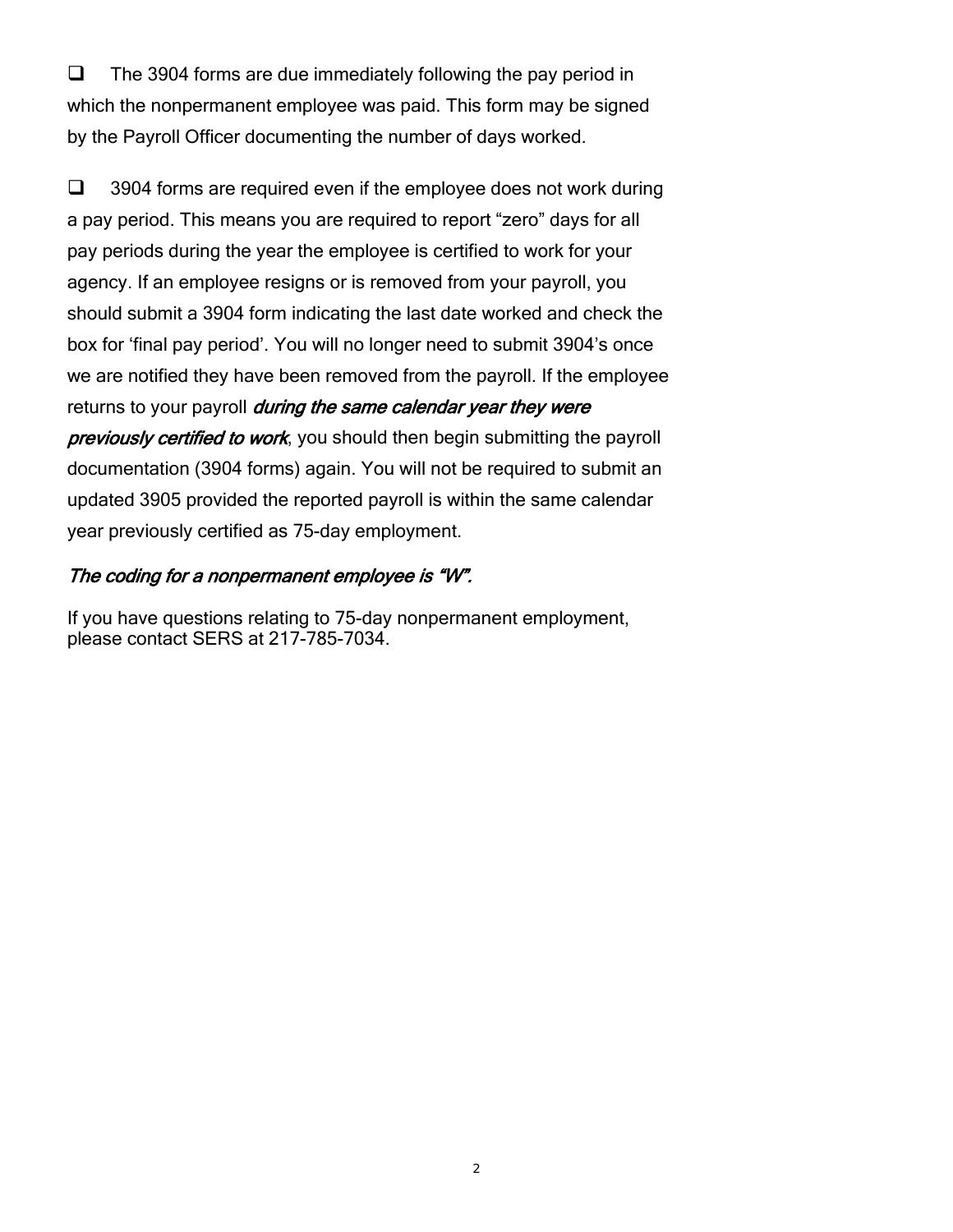- [ ] The 3904 forms are due immediately following the pay period in which the nonpermanent employee was paid. This form may be signed by the Payroll Officer documenting the number of days worked.

- [ ] 3904 forms are required even if the employee does not work during a pay period. This means you are required to report "zero" days for all pay periods during the year the employee is certified to work for your agency. If an employee resigns or is removed from your payroll, you should submit a 3904 form indicating the last date worked and check the box for 'final pay period'. You will no longer need to submit 3904's once we are notified they have been removed from the payroll. If the employee returns to your payroll ***during the same calendar year they were previously certified to work***, you should then begin submitting the payroll documentation (3904 forms) again. You will not be required to submit an updated 3905 provided the reported payroll is within the same calendar year previously certified as 75-day employment.

*The coding for a nonpermanent employee is "W".*

If you have questions relating to 75-day nonpermanent employment, please contact SERS at 217-785-7034.